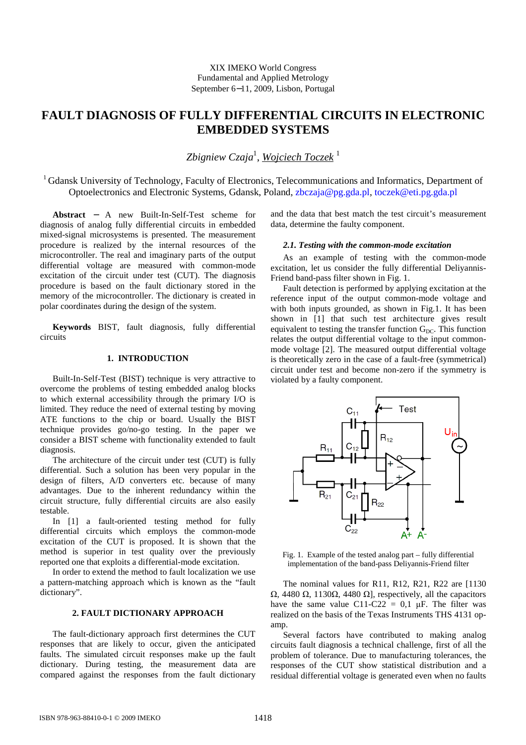XIX IMEKO World Congress
Fundamental and Applied Metrology
September 6−11, 2009, Lisbon, Portugal

# FAULT DIAGNOSIS OF FULLY DIFFERENTIAL CIRCUITS IN ELECTRONIC EMBEDDED SYSTEMS

*Zbigniew Czaja*[1], *Wojciech Toczek*[1]

[1] Gdansk University of Technology, Faculty of Electronics, Telecommunications and Informatics, Department of Optoelectronics and Electronic Systems, Gdansk, Poland, zbczaja@pg.gda.pl, toczek@eti.pg.gda.pl

**Abstract** − A new Built-In-Self-Test scheme for diagnosis of analog fully differential circuits in embedded mixed-signal microsystems is presented. The measurement procedure is realized by the internal resources of the microcontroller. The real and imaginary parts of the output differential voltage are measured with common-mode excitation of the circuit under test (CUT). The diagnosis procedure is based on the fault dictionary stored in the memory of the microcontroller. The dictionary is created in polar coordinates during the design of the system.

**Keywords** BIST, fault diagnosis, fully differential circuits

## 1. INTRODUCTION

Built-In-Self-Test (BIST) technique is very attractive to overcome the problems of testing embedded analog blocks to which external accessibility through the primary I/O is limited. They reduce the need of external testing by moving ATE functions to the chip or board. Usually the BIST technique provides go/no-go testing. In the paper we consider a BIST scheme with functionality extended to fault diagnosis.

The architecture of the circuit under test (CUT) is fully differential. Such a solution has been very popular in the design of filters, A/D converters etc. because of many advantages. Due to the inherent redundancy within the circuit structure, fully differential circuits are also easily testable.

In [1] a fault-oriented testing method for fully differential circuits which employs the common-mode excitation of the CUT is proposed. It is shown that the method is superior in test quality over the previously reported one that exploits a differential-mode excitation.

In order to extend the method to fault localization we use a pattern-matching approach which is known as the "fault dictionary".

## 2. FAULT DICTIONARY APPROACH

The fault-dictionary approach first determines the CUT responses that are likely to occur, given the anticipated faults. The simulated circuit responses make up the fault dictionary. During testing, the measurement data are compared against the responses from the fault dictionary and the data that best match the test circuit's measurement data, determine the faulty component.

### *2.1. Testing with the common-mode excitation*

As an example of testing with the common-mode excitation, let us consider the fully differential Deliyannis-Friend band-pass filter shown in Fig. 1.

Fault detection is performed by applying excitation at the reference input of the output common-mode voltage and with both inputs grounded, as shown in Fig.1. It has been shown in [1] that such test architecture gives result equivalent to testing the transfer function $G_{DC}$. This function relates the output differential voltage to the input common-mode voltage [2]. The measured output differential voltage is theoretically zero in the case of a fault-free (symmetrical) circuit under test and become non-zero if the symmetry is violated by a faulty component.

Fig. 1. Example of the tested analog part – fully differential implementation of the band-pass Deliyannis-Friend filter

The nominal values for R11, R12, R21, R22 are [1130 Ω, 4480 Ω, 1130Ω, 4480 Ω], respectively, all the capacitors have the same value C11-C22 = 0,1 μF. The filter was realized on the basis of the Texas Instruments THS 4131 op-amp.

Several factors have contributed to making analog circuits fault diagnosis a technical challenge, first of all the problem of tolerance. Due to manufacturing tolerances, the responses of the CUT show statistical distribution and a residual differential voltage is generated even when no faults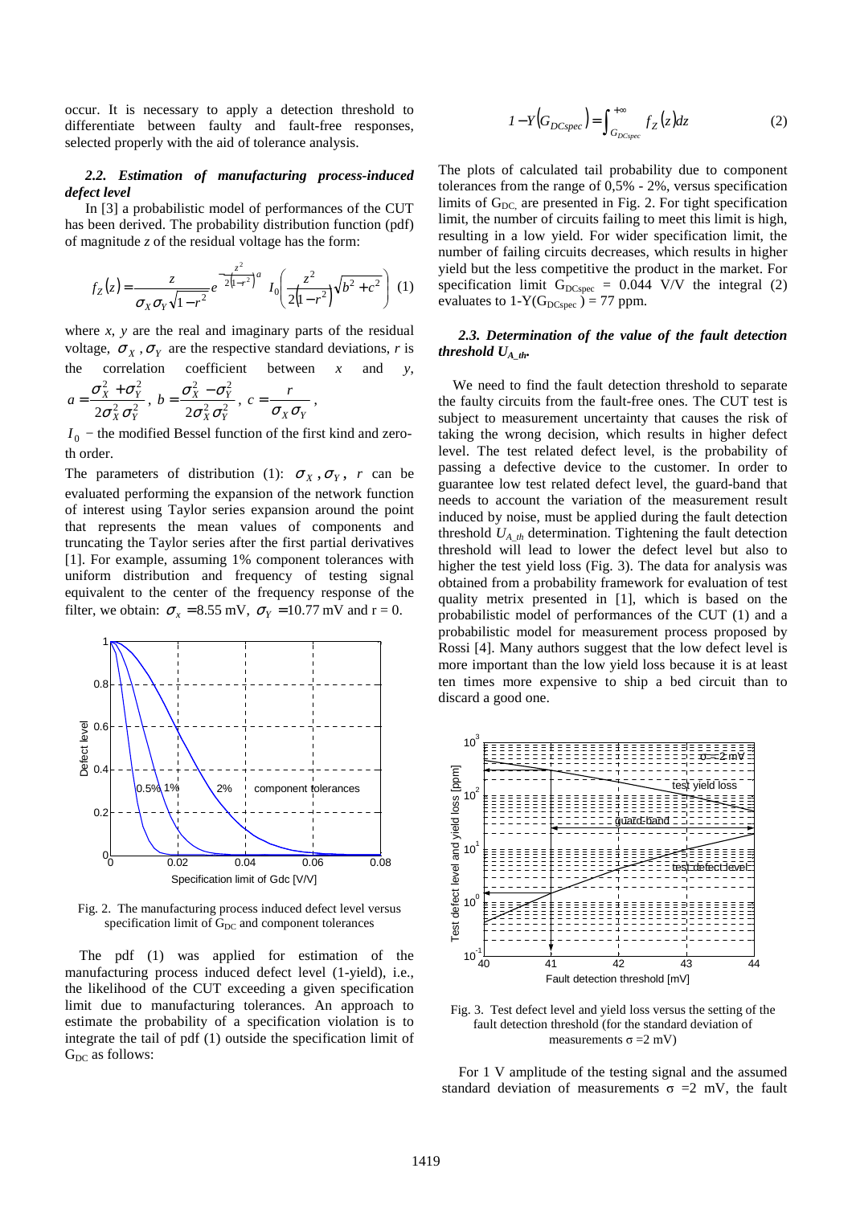occur. It is necessary to apply a detection threshold to differentiate between faulty and fault-free responses, selected properly with the aid of tolerance analysis.

### *2.2. Estimation of manufacturing process-induced defect level*

In [3] a probabilistic model of performances of the CUT has been derived. The probability distribution function (pdf) of magnitude *z* of the residual voltage has the form:

$$f_Z(z) = \frac{z}{\sigma_X \sigma_Y \sqrt{1-r^2}} e^{-\frac{z^2}{2(1-r^2)}a} I_0\left(\frac{z^2}{2(1-r^2)}\sqrt{b^2+c^2}\right) \quad (1)$$

where *x*, *y* are the real and imaginary parts of the residual voltage, $\sigma_X, \sigma_Y$ are the respective standard deviations, *r* is the correlation coefficient between *x* and *y*, $a = \frac{\sigma_X^2 + \sigma_Y^2}{2\sigma_X^2 \sigma_Y^2}$, $b = \frac{\sigma_X^2 - \sigma_Y^2}{2\sigma_X^2 \sigma_Y^2}$, $c = \frac{r}{\sigma_X \sigma_Y}$,

$I_0$ − the modified Bessel function of the first kind and zero-th order.

The parameters of distribution (1): $\sigma_X, \sigma_Y$, *r* can be evaluated performing the expansion of the network function of interest using Taylor series expansion around the point that represents the mean values of components and truncating the Taylor series after the first partial derivatives [1]. For example, assuming 1% component tolerances with uniform distribution and frequency of testing signal equivalent to the center of the frequency response of the filter, we obtain: $\sigma_x = 8.55$ mV, $\sigma_Y = 10.77$ mV and r = 0.

Fig. 2. The manufacturing process induced defect level versus specification limit of $G_{DC}$ and component tolerances

The pdf (1) was applied for estimation of the manufacturing process induced defect level (1-yield), i.e., the likelihood of the CUT exceeding a given specification limit due to manufacturing tolerances. An approach to estimate the probability of a specification violation is to integrate the tail of pdf (1) outside the specification limit of $G_{DC}$ as follows:

$$1 - Y(G_{DCspec}) = \int_{G_{DCspec}}^{+\infty} f_Z(z)dz \quad (2)$$

The plots of calculated tail probability due to component tolerances from the range of 0,5% - 2%, versus specification limits of $G_{DC}$, are presented in Fig. 2. For tight specification limit, the number of circuits failing to meet this limit is high, resulting in a low yield. For wider specification limit, the number of failing circuits decreases, which results in higher yield but the less competitive the product in the market. For specification limit $G_{DCspec}$ = 0.044 V/V the integral (2) evaluates to 1-Y($G_{DCspec}$ ) = 77 ppm.

### *2.3. Determination of the value of the fault detection threshold $U_{A\_th}$.*

We need to find the fault detection threshold to separate the faulty circuits from the fault-free ones. The CUT test is subject to measurement uncertainty that causes the risk of taking the wrong decision, which results in higher defect level. The test related defect level, is the probability of passing a defective device to the customer. In order to guarantee low test related defect level, the guard-band that needs to account the variation of the measurement result induced by noise, must be applied during the fault detection threshold $U_{A\_th}$ determination. Tightening the fault detection threshold will lead to lower the defect level but also to higher the test yield loss (Fig. 3). The data for analysis was obtained from a probability framework for evaluation of test quality metrix presented in [1], which is based on the probabilistic model of performances of the CUT (1) and a probabilistic model for measurement process proposed by Rossi [4]. Many authors suggest that the low defect level is more important than the low yield loss because it is at least ten times more expensive to ship a bed circuit than to discard a good one.

Fig. 3. Test defect level and yield loss versus the setting of the fault detection threshold (for the standard deviation of measurements σ =2 mV)

For 1 V amplitude of the testing signal and the assumed standard deviation of measurements σ =2 mV, the fault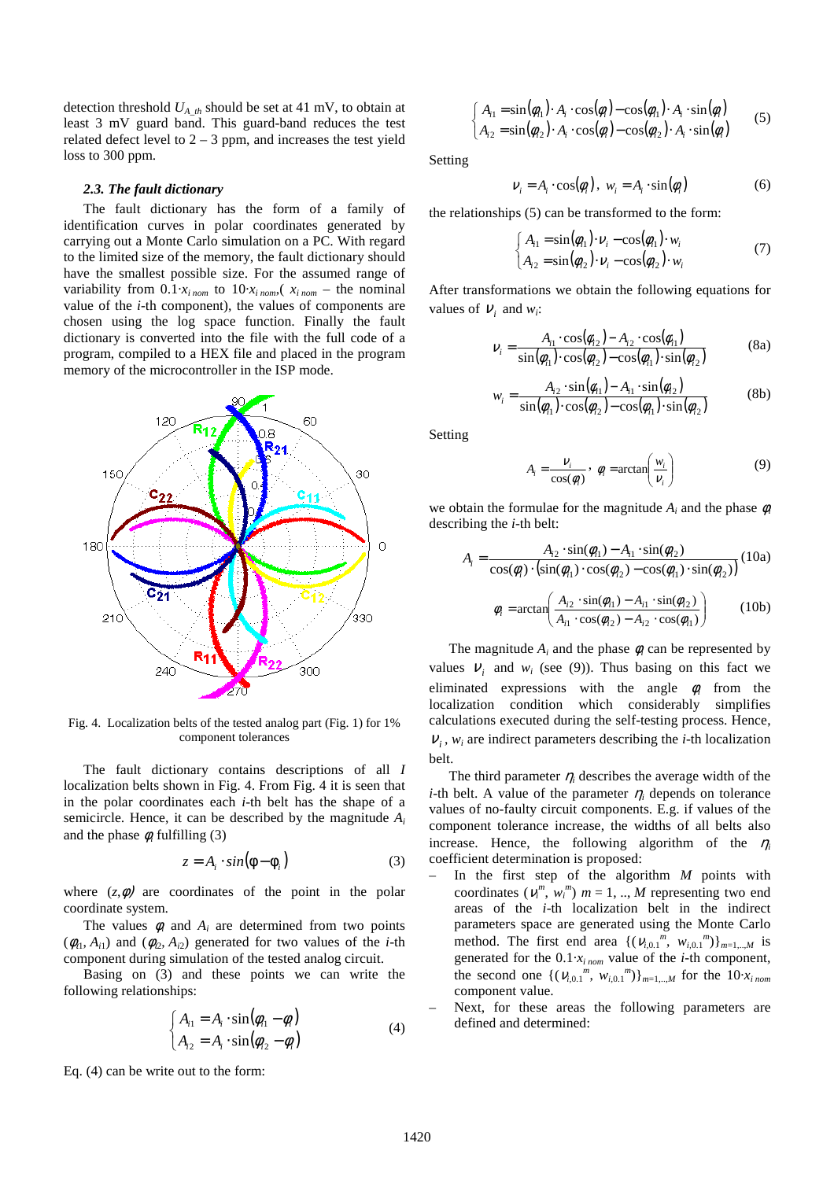detection threshold $U_{A\_th}$ should be set at 41 mV, to obtain at least 3 mV guard band. This guard-band reduces the test related defect level to 2 – 3 ppm, and increases the test yield loss to 300 ppm.

### *2.3. The fault dictionary*

The fault dictionary has the form of a family of identification curves in polar coordinates generated by carrying out a Monte Carlo simulation on a PC. With regard to the limited size of the memory, the fault dictionary should have the smallest possible size. For the assumed range of variability from $0.1{\cdot}x_{i\,nom}$ to $10{\cdot}x_{i\,nom}$,( $x_{i\,nom}$ – the nominal value of the *i*-th component), the values of components are chosen using the log space function. Finally the fault dictionary is converted into the file with the full code of a program, compiled to a HEX file and placed in the program memory of the microcontroller in the ISP mode.

Fig. 4. Localization belts of the tested analog part (Fig. 1) for 1% component tolerances

The fault dictionary contains descriptions of all *I* localization belts shown in Fig. 4. From Fig. 4 it is seen that in the polar coordinates each *i*-th belt has the shape of a semicircle. Hence, it can be described by the magnitude $A_i$ and the phase $\varphi_i$ fulfilling (3)

$$z = A_i \cdot \sin(\varphi - \varphi_i) \tag{3}$$

where $(z,\varphi)$ are coordinates of the point in the polar coordinate system.

The values $\varphi_i$ and $A_i$ are determined from two points $(\varphi_{i1}, A_{i1})$ and $(\varphi_{i2}, A_{i2})$ generated for two values of the *i*-th component during simulation of the tested analog circuit.

Basing on (3) and these points we can write the following relationships:

$$\begin{cases} A_{i1} = A_i \cdot \sin(\varphi_{i1} - \varphi_i) \\ A_{i2} = A_i \cdot \sin(\varphi_{i2} - \varphi_i) \end{cases} \tag{4}$$

Eq. (4) can be write out to the form:

$$\begin{cases} A_{i1} = \sin(\varphi_{i1}) \cdot A_i \cdot \cos(\varphi_i) - \cos(\varphi_{i1}) \cdot A_i \cdot \sin(\varphi_i) \\ A_{i2} = \sin(\varphi_{i2}) \cdot A_i \cdot \cos(\varphi_i) - \cos(\varphi_{i2}) \cdot A_i \cdot \sin(\varphi_i) \end{cases} \tag{5}$$

Setting

$$\nu_i = A_i \cdot \cos(\varphi_i), \; w_i = A_i \cdot \sin(\varphi_i) \tag{6}$$

the relationships (5) can be transformed to the form:

$$\begin{cases} A_{i1} = \sin(\varphi_{i1}) \cdot \nu_i - \cos(\varphi_{i1}) \cdot w_i \\ A_{i2} = \sin(\varphi_{i2}) \cdot \nu_i - \cos(\varphi_{i2}) \cdot w_i \end{cases} \tag{7}$$

After transformations we obtain the following equations for values of $\nu_i$ and $w_i$:

$$\nu_i = \frac{A_{i1} \cdot \cos(\varphi_{i2}) - A_{i2} \cdot \cos(\varphi_{i1})}{\sin(\varphi_{i1}) \cdot \cos(\varphi_{i2}) - \cos(\varphi_{i1}) \cdot \sin(\varphi_{i2})} \tag{8a}$$

$$w_i = \frac{A_{i2} \cdot \sin(\varphi_{i1}) - A_{i1} \cdot \sin(\varphi_{i2})}{\sin(\varphi_{i1}) \cdot \cos(\varphi_{i2}) - \cos(\varphi_{i1}) \cdot \sin(\varphi_{i2})} \tag{8b}$$

Setting

$$A_i = \frac{\nu_i}{\cos(\varphi_i)}, \; \varphi_i = \arctan\left(\frac{w_i}{\nu_i}\right) \tag{9}$$

we obtain the formulae for the magnitude $A_i$ and the phase $\varphi_i$ describing the *i*-th belt:

$$A_i = \frac{A_{i2} \cdot \sin(\varphi_{i1}) - A_{i1} \cdot \sin(\varphi_{i2})}{\cos(\varphi_i) \cdot \left(\sin(\varphi_{i1}) \cdot \cos(\varphi_{i2}) - \cos(\varphi_{i1}) \cdot \sin(\varphi_{i2})\right)} \tag{10a}$$

$$\varphi_i = \arctan\left(\frac{A_{i2} \cdot \sin(\varphi_{i1}) - A_{i1} \cdot \sin(\varphi_{i2})}{A_{i1} \cdot \cos(\varphi_{i2}) - A_{i2} \cdot \cos(\varphi_{i1})}\right) \tag{10b}$$

The magnitude $A_i$ and the phase $\varphi_i$ can be represented by values $\nu_i$ and $w_i$ (see (9)). Thus basing on this fact we eliminated expressions with the angle $\varphi_i$ from the localization condition which considerably simplifies calculations executed during the self-testing process. Hence, $\nu_i$, $w_i$ are indirect parameters describing the *i*-th localization belt.

The third parameter $\eta_i$ describes the average width of the *i*-th belt. A value of the parameter $\eta_i$ depends on tolerance values of no-faulty circuit components. E.g. if values of the component tolerance increase, the widths of all belts also increase. Hence, the following algorithm of the $\eta_i$ coefficient determination is proposed:

- In the first step of the algorithm *M* points with coordinates $(\nu_i^m, w_i^m)$ $m = 1, .., M$ representing two end areas of the *i*-th localization belt in the indirect parameters space are generated using the Monte Carlo method. The first end area $\{(\nu_{i,0.1}^{\;m}, w_{i,0.1}^{\;m})\}_{m=1,..,M}$ is generated for the $0.1{\cdot}x_{i\,nom}$ value of the *i*-th component, the second one $\{(\nu_{i,0.1}^{\;m}, w_{i,0.1}^{\;m})\}_{m=1,..,M}$ for the $10{\cdot}x_{i\,nom}$ component value.
- Next, for these areas the following parameters are defined and determined: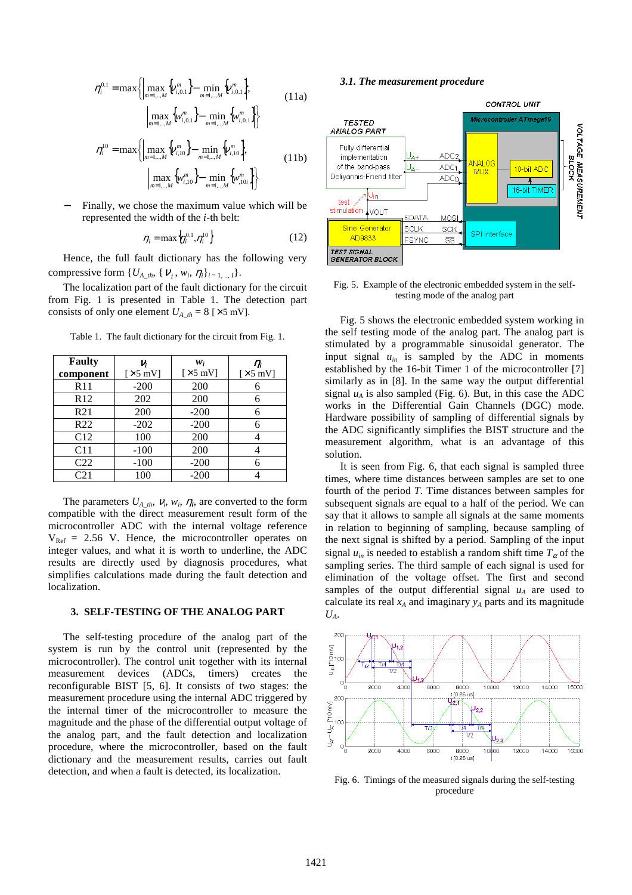$$\eta_i^{0.1} = \max\left\{\left|\max_{m=1,\dots,M}\left\{v_{i,0.1}^m\right\} - \min_{m=1,\dots,M}\left\{v_{i,0.1}^m\right\}\right|, \left|\max_{m=1,\dots,M}\left\{w_{i,0.1}^m\right\} - \min_{m=1,\dots,M}\left\{w_{i,0.1}^m\right\}\right|\right\} \quad (11a)$$

$$\eta_i^{10} = \max\left\{\left|\max_{m=1,\dots,M}\left\{v_{i,10}^m\right\} - \min_{m=1,\dots,M}\left\{v_{i,10}^m\right\}\right|, \left|\max_{m=1,\dots,M}\left\{w_{i,10}^m\right\} - \min_{m=1,\dots,M}\left\{w_{i,10i}^m\right\}\right|\right\} \quad (11b)$$

− Finally, we chose the maximum value which will be represented the width of the *i*-th belt:

$$\eta_i = \max\left\{\eta_i^{0.1}, \eta_i^{10}\right\} \quad (12)$$

Hence, the full fault dictionary has the following very compressive form $\{U_{A\_th}, \{v_i, w_i, \eta_i\}_{i=1,\dots,I}\}$.

The localization part of the fault dictionary for the circuit from Fig. 1 is presented in Table 1. The detection part consists of only one element $U_{A\_th} = 8$ [×5 mV].

Table 1. The fault dictionary for the circuit from Fig. 1.

| Faulty component | $v_i$ [×5 mV] | $w_i$ [×5 mV] | $\eta_i$ [×5 mV] |
|---|---|---|---|
| R11 | -200 | 200 | 6 |
| R12 | 202 | 200 | 6 |
| R21 | 200 | -200 | 6 |
| R22 | -202 | -200 | 6 |
| C12 | 100 | 200 | 4 |
| C11 | -100 | 200 | 4 |
| C22 | -100 | -200 | 6 |
| C21 | 100 | -200 | 4 |

The parameters $U_{A\_th}$, $v_i$, $w_i$, $\eta_i$, are converted to the form compatible with the direct measurement result form of the microcontroller ADC with the internal voltage reference $V_{Ref}$ = 2.56 V. Hence, the microcontroller operates on integer values, and what it is worth to underline, the ADC results are directly used by diagnosis procedures, what simplifies calculations made during the fault detection and localization.

## 3. SELF-TESTING OF THE ANALOG PART

The self-testing procedure of the analog part of the system is run by the control unit (represented by the microcontroller). The control unit together with its internal measurement devices (ADCs, timers) creates the reconfigurable BIST [5, 6]. It consists of two stages: the measurement procedure using the internal ADC triggered by the internal timer of the microcontroller to measure the magnitude and the phase of the differential output voltage of the analog part, and the fault detection and localization procedure, where the microcontroller, based on the fault dictionary and the measurement results, carries out fault detection, and when a fault is detected, its localization.

### *3.1. The measurement procedure*

Fig. 5. Example of the electronic embedded system in the self-testing mode of the analog part

Fig. 5 shows the electronic embedded system working in the self testing mode of the analog part. The analog part is stimulated by a programmable sinusoidal generator. The input signal $u_{in}$ is sampled by the ADC in moments established by the 16-bit Timer 1 of the microcontroller [7] similarly as in [8]. In the same way the output differential signal $u_A$ is also sampled (Fig. 6). But, in this case the ADC works in the Differential Gain Channels (DGC) mode. Hardware possibility of sampling of differential signals by the ADC significantly simplifies the BIST structure and the measurement algorithm, what is an advantage of this solution.

It is seen from Fig. 6, that each signal is sampled three times, where time distances between samples are set to one fourth of the period *T*. Time distances between samples for subsequent signals are equal to a half of the period. We can say that it allows to sample all signals at the same moments in relation to beginning of sampling, because sampling of the next signal is shifted by a period. Sampling of the input signal $u_{in}$ is needed to establish a random shift time $T_\alpha$ of the sampling series. The third sample of each signal is used for elimination of the voltage offset. The first and second samples of the output differential signal $u_A$ are used to calculate its real $x_A$ and imaginary $y_A$ parts and its magnitude $U_A$.

Fig. 6. Timings of the measured signals during the self-testing procedure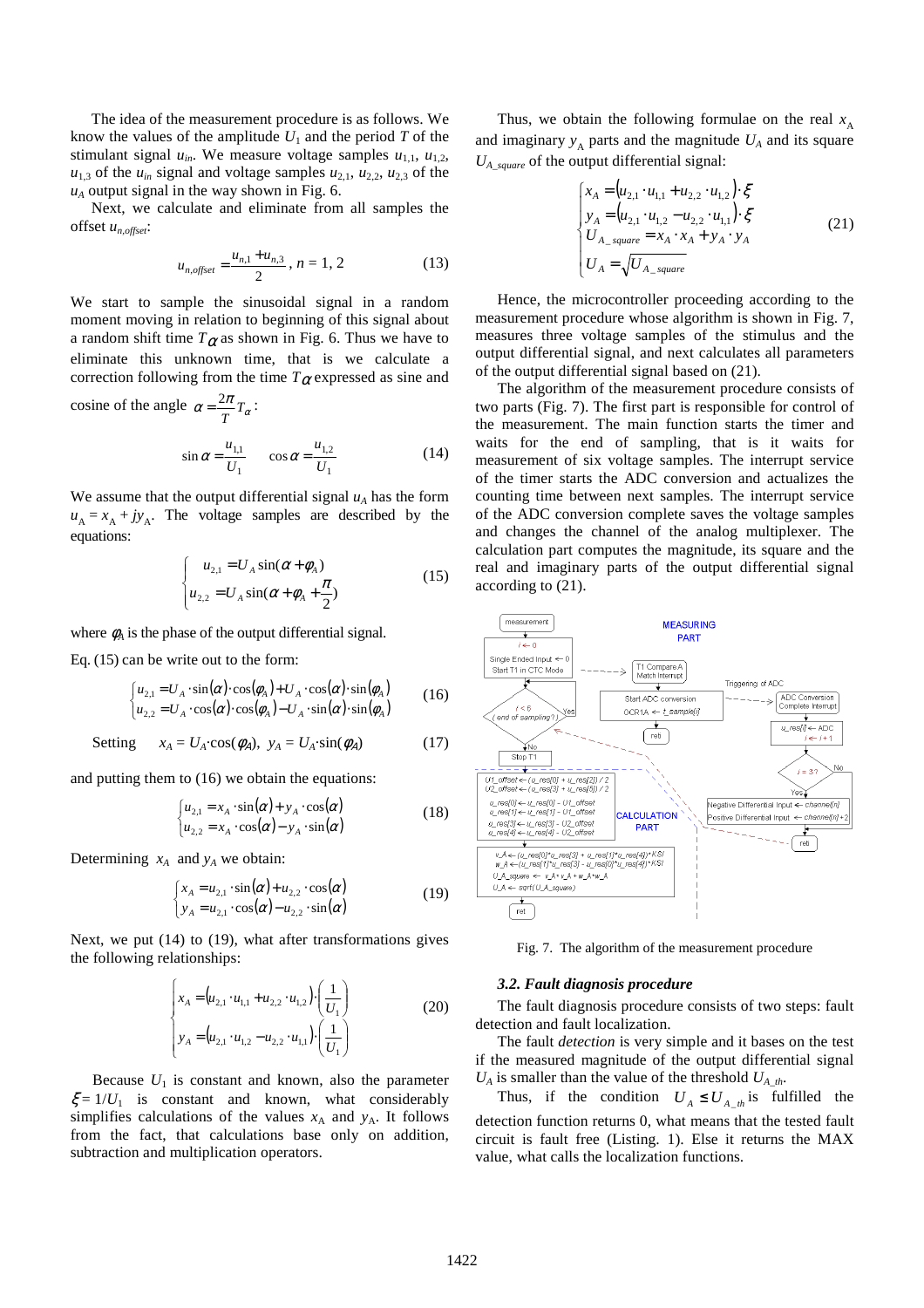The idea of the measurement procedure is as follows. We know the values of the amplitude $U_1$ and the period $T$ of the stimulant signal $u_{in}$. We measure voltage samples $u_{1,1}$, $u_{1,2}$, $u_{1,3}$ of the $u_{in}$ signal and voltage samples $u_{2,1}$, $u_{2,2}$, $u_{2,3}$ of the $u_A$ output signal in the way shown in Fig. 6.

Next, we calculate and eliminate from all samples the offset $u_{n,offset}$:

$$u_{n,offset} = \frac{u_{n,1} + u_{n,3}}{2},\ n = 1, 2 \tag{13}$$

We start to sample the sinusoidal signal in a random moment moving in relation to beginning of this signal about a random shift time $T_\alpha$ as shown in Fig. 6. Thus we have to eliminate this unknown time, that is we calculate a correction following from the time $T_\alpha$ expressed as sine and cosine of the angle $\alpha = \frac{2\pi}{T} T_\alpha$:

$$\sin\alpha = \frac{u_{1,1}}{U_1} \qquad \cos\alpha = \frac{u_{1,2}}{U_1} \tag{14}$$

We assume that the output differential signal $u_A$ has the form $u_A = x_A + jy_A$. The voltage samples are described by the equations:

$$\begin{cases} u_{2,1} = U_A \sin(\alpha + \varphi_A) \\ u_{2,2} = U_A \sin(\alpha + \varphi_A + \frac{\pi}{2}) \end{cases} \tag{15}$$

where $\varphi_A$ is the phase of the output differential signal.

Eq. (15) can be write out to the form:

$$\begin{cases} u_{2,1} = U_A \cdot \sin(\alpha) \cdot \cos(\varphi_A) + U_A \cdot \cos(\alpha) \cdot \sin(\varphi_A) \\ u_{2,2} = U_A \cdot \cos(\alpha) \cdot \cos(\varphi_A) - U_A \cdot \sin(\alpha) \cdot \sin(\varphi_A) \end{cases} \tag{16}$$

Setting $\quad x_A = U_A \cdot \cos(\varphi_A),\ y_A = U_A \cdot \sin(\varphi_A) \quad$ (17)

and putting them to (16) we obtain the equations:

$$\begin{cases} u_{2,1} = x_A \cdot \sin(\alpha) + y_A \cdot \cos(\alpha) \\ u_{2,2} = x_A \cdot \cos(\alpha) - y_A \cdot \sin(\alpha) \end{cases} \tag{18}$$

Determining $x_A$ and $y_A$ we obtain:

$$\begin{cases} x_A = u_{2,1} \cdot \sin(\alpha) + u_{2,2} \cdot \cos(\alpha) \\ y_A = u_{2,1} \cdot \cos(\alpha) - u_{2,2} \cdot \sin(\alpha) \end{cases} \tag{19}$$

Next, we put (14) to (19), what after transformations gives the following relationships:

$$\begin{cases} x_A = (u_{2,1} \cdot u_{1,1} + u_{2,2} \cdot u_{1,2}) \cdot \left(\frac{1}{U_1}\right) \\ y_A = (u_{2,1} \cdot u_{1,2} - u_{2,2} \cdot u_{1,1}) \cdot \left(\frac{1}{U_1}\right) \end{cases} \tag{20}$$

Because $U_1$ is constant and known, also the parameter $\xi = 1/U_1$ is constant and known, what considerably simplifies calculations of the values $x_A$ and $y_A$. It follows from the fact, that calculations base only on addition, subtraction and multiplication operators.

Thus, we obtain the following formulae on the real $x_A$ and imaginary $y_A$ parts and the magnitude $U_A$ and its square $U_{A\_square}$ of the output differential signal:

$$\begin{cases} x_A = (u_{2,1} \cdot u_{1,1} + u_{2,2} \cdot u_{1,2}) \cdot \xi \\ y_A = (u_{2,1} \cdot u_{1,2} - u_{2,2} \cdot u_{1,1}) \cdot \xi \\ U_{A\_square} = x_A \cdot x_A + y_A \cdot y_A \\ U_A = \sqrt{U_{A\_square}} \end{cases} \tag{21}$$

Hence, the microcontroller proceeding according to the measurement procedure whose algorithm is shown in Fig. 7, measures three voltage samples of the stimulus and the output differential signal, and next calculates all parameters of the output differential signal based on (21).

The algorithm of the measurement procedure consists of two parts (Fig. 7). The first part is responsible for control of the measurement. The main function starts the timer and waits for the end of sampling, that is it waits for measurement of six voltage samples. The interrupt service of the timer starts the ADC conversion and actualizes the counting time between next samples. The interrupt service of the ADC conversion complete saves the voltage samples and changes the channel of the analog multiplexer. The calculation part computes the magnitude, its square and the real and imaginary parts of the output differential signal according to (21).

Fig. 7. The algorithm of the measurement procedure

### 3.2. Fault diagnosis procedure

The fault diagnosis procedure consists of two steps: fault detection and fault localization.

The fault *detection* is very simple and it bases on the test if the measured magnitude of the output differential signal $U_A$ is smaller than the value of the threshold $U_{A\_th}$.

Thus, if the condition $U_A \le U_{A\_th}$ is fulfilled the detection function returns 0, what means that the tested fault circuit is fault free (Listing. 1). Else it returns the MAX value, what calls the localization functions.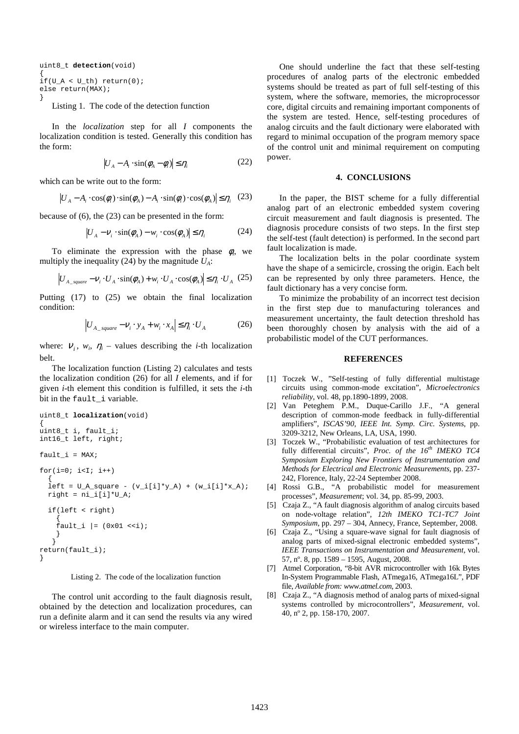```
uint8_t detection(void)
{
if(U_A < U_th) return(0);
else return(MAX);
}
```

Listing 1. The code of the detection function

In the *localization* step for all *I* components the localization condition is tested. Generally this condition has the form:

$$\left|U_A - A_i \cdot \sin(\phi_A - \phi_i)\right| \le \eta_i \tag{22}$$

which can be write out to the form:

$$\left|U_A - A_i \cdot \cos(\phi_i) \cdot \sin(\phi_A) - A_i \cdot \sin(\phi_i) \cdot \cos(\phi_A)\right| \le \eta_i \tag{23}$$

because of (6), the (23) can be presented in the form:

$$\left|U_A - \nu_i \cdot \sin(\phi_A) - w_i \cdot \cos(\phi_A)\right| \le \eta_i \tag{24}$$

To eliminate the expression with the phase $\phi_A$, we multiply the inequality (24) by the magnitude $U_A$:

$$\left|U_{A\_square} - \nu_i \cdot U_A \cdot \sin(\phi_A) + w_i \cdot U_A \cdot \cos(\phi_A)\right| \le \eta_i \cdot U_A \tag{25}$$

Putting (17) to (25) we obtain the final localization condition:

$$\left|U_{A\_square} - \nu_i \cdot y_A + w_i \cdot x_A\right| \le \eta_i \cdot U_A \tag{26}$$

where: $\nu_i$, $w_i$, $\eta_i$ – values describing the *i*-th localization belt.

The localization function (Listing 2) calculates and tests the localization condition (26) for all *I* elements, and if for given *i*-th element this condition is fulfilled, it sets the *i*-th bit in the `fault_i` variable.

```
uint8_t localization(void)
{
uint8_t i, fault_i;
int16_t left, right;

fault_i = MAX;

for(i=0; i<I; i++)
  {
  left = U_A_square - (v_i[i]*y_A) + (w_i[i]*x_A);
  right = ni_i[i]*U_A;

  if(left < right)
    {
    fault_i |= (0x01 <<i);
    }
   }
return(fault_i);
}
```

Listing 2. The code of the localization function

The control unit according to the fault diagnosis result, obtained by the detection and localization procedures, can run a definite alarm and it can send the results via any wired or wireless interface to the main computer.

One should underline the fact that these self-testing procedures of analog parts of the electronic embedded systems should be treated as part of full self-testing of this system, where the software, memories, the microprocessor core, digital circuits and remaining important components of the system are tested. Hence, self-testing procedures of analog circuits and the fault dictionary were elaborated with regard to minimal occupation of the program memory space of the control unit and minimal requirement on computing power.

## 4. CONCLUSIONS

In the paper, the BIST scheme for a fully differential analog part of an electronic embedded system covering circuit measurement and fault diagnosis is presented. The diagnosis procedure consists of two steps. In the first step the self-test (fault detection) is performed. In the second part fault localization is made.

The localization belts in the polar coordinate system have the shape of a semicircle, crossing the origin. Each belt can be represented by only three parameters. Hence, the fault dictionary has a very concise form.

To minimize the probability of an incorrect test decision in the first step due to manufacturing tolerances and measurement uncertainty, the fault detection threshold has been thoroughly chosen by analysis with the aid of a probabilistic model of the CUT performances.

## REFERENCES

[1] Toczek W., "Self-testing of fully differential multistage circuits using common-mode excitation", *Microelectronics reliability*, vol. 48, pp.1890-1899, 2008.

[2] Van Peteghem P.M., Duque-Carillo J.F., "A general description of common-mode feedback in fully-differential amplifiers", *ISCAS'90, IEEE Int. Symp. Circ. Systems*, pp. 3209-3212, New Orleans, LA, USA, 1990.

[3] Toczek W., "Probabilistic evaluation of test architectures for fully differential circuits", *Proc. of the 16th IMEKO TC4 Symposium Exploring New Frontiers of Instrumentation and Methods for Electrical and Electronic Measurements*, pp. 237-242, Florence, Italy, 22-24 September 2008.

[4] Rossi G.B., "A probabilistic model for measurement processes", *Measurement*; vol. 34, pp. 85-99, 2003.

[5] Czaja Z., "A fault diagnosis algorithm of analog circuits based on node-voltage relation", *12th IMEKO TC1-TC7 Joint Symposium*, pp. 297 – 304, Annecy, France, September, 2008.

[6] Czaja Z., "Using a square-wave signal for fault diagnosis of analog parts of mixed-signal electronic embedded systems", *IEEE Transactions on Instrumentation and Measurement*, vol. 57, nº. 8, pp. 1589 – 1595, August, 2008.

[7] Atmel Corporation, "8-bit AVR microcontroller with 16k Bytes In-System Programmable Flash, ATmega16, ATmega16L", PDF file, *Available from: www.atmel.com*, 2003.

[8] Czaja Z., "A diagnosis method of analog parts of mixed-signal systems controlled by microcontrollers", *Measurement*, vol. 40, nº 2, pp. 158-170, 2007.